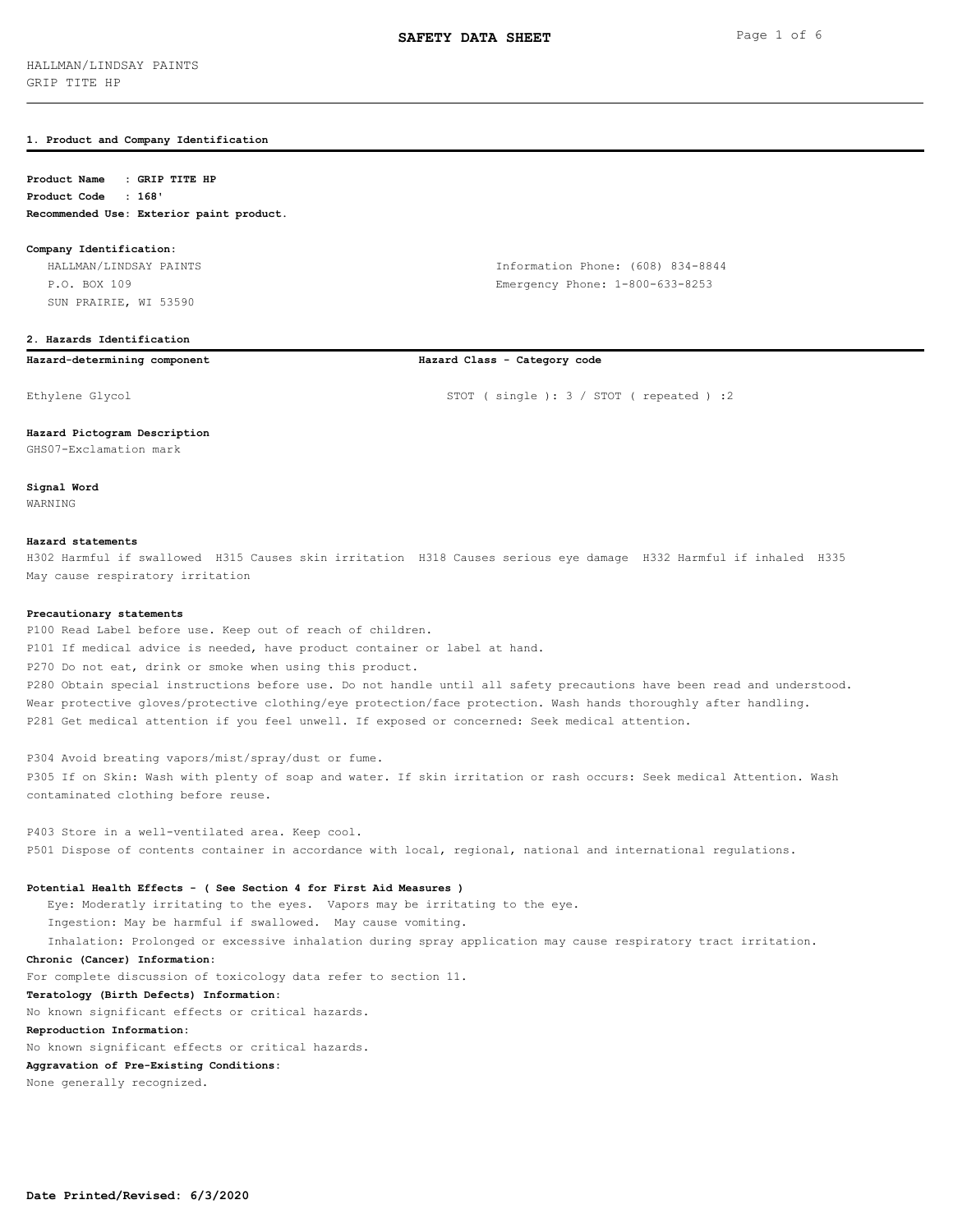# SAFETY DATA SHEET

HALLMAN/LINDSAY PAINTS
GRIP TITE HP

## 1. Product and Company Identification

**Product Name : GRIP TITE HP**
**Product Code : 168'**
**Recommended Use: Exterior paint product.**

**Company Identification:**

HALLMAN/LINDSAY PAINTS
P.O. BOX 109
SUN PRAIRIE, WI 53590

Information Phone: (608) 834-8844
Emergency Phone: 1-800-633-8253

## 2. Hazards Identification

| Hazard-determining component | Hazard Class - Category code |
|---|---|
| Ethylene Glycol | STOT ( single ): 3 / STOT ( repeated ) :2 |

**Hazard Pictogram Description**
GHS07-Exclamation mark

**Signal Word**
WARNING

**Hazard statements**
H302 Harmful if swallowed H315 Causes skin irritation H318 Causes serious eye damage H332 Harmful if inhaled H335 May cause respiratory irritation

**Precautionary statements**
P100 Read Label before use. Keep out of reach of children.
P101 If medical advice is needed, have product container or label at hand.
P270 Do not eat, drink or smoke when using this product.
P280 Obtain special instructions before use. Do not handle until all safety precautions have been read and understood. Wear protective gloves/protective clothing/eye protection/face protection. Wash hands thoroughly after handling.
P281 Get medical attention if you feel unwell. If exposed or concerned: Seek medical attention.

P304 Avoid breating vapors/mist/spray/dust or fume.
P305 If on Skin: Wash with plenty of soap and water. If skin irritation or rash occurs: Seek medical Attention. Wash contaminated clothing before reuse.

P403 Store in a well-ventilated area. Keep cool.
P501 Dispose of contents container in accordance with local, regional, national and international regulations.

**Potential Health Effects - ( See Section 4 for First Aid Measures )**
Eye: Moderately irritating to the eyes. Vapors may be irritating to the eye.
Ingestion: May be harmful if swallowed. May cause vomiting.
Inhalation: Prolonged or excessive inhalation during spray application may cause respiratory tract irritation.

**Chronic (Cancer) Information:**
For complete discussion of toxicology data refer to section 11.

**Teratology (Birth Defects) Information:**
No known significant effects or critical hazards.

**Reproduction Information:**
No known significant effects or critical hazards.

**Aggravation of Pre-Existing Conditions:**
None generally recognized.

**Date Printed/Revised: 6/3/2020**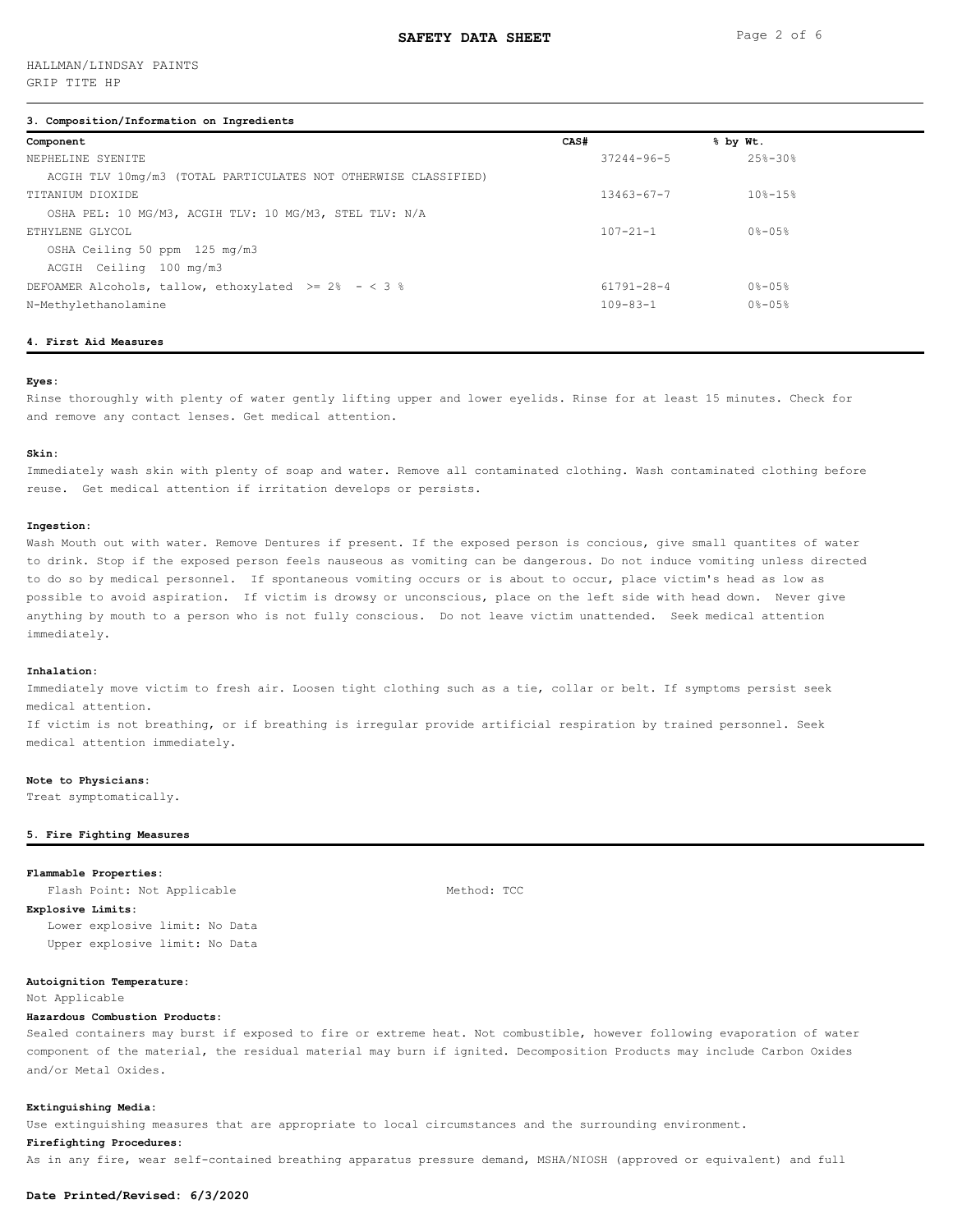HALLMAN/LINDSAY PAINTS
GRIP TITE HP

## 3. Composition/Information on Ingredients

| Component | CAS# | % by Wt. |
|---|---|---|
| NEPHELINE SYENITE | 37244-96-5 | 25%-30% |
| ACGIH TLV 10mg/m3 (TOTAL PARTICULATES NOT OTHERWISE CLASSIFIED) | | |
| TITANIUM DIOXIDE | 13463-67-7 | 10%-15% |
| OSHA PEL: 10 MG/M3, ACGIH TLV: 10 MG/M3, STEL TLV: N/A | | |
| ETHYLENE GLYCOL | 107-21-1 | 0%-05% |
| OSHA Ceiling 50 ppm 125 mg/m3 | | |
| ACGIH Ceiling 100 mg/m3 | | |
| DEFOAMER Alcohols, tallow, ethoxylated >= 2% - < 3 % | 61791-28-4 | 0%-05% |
| N-Methylethanolamine | 109-83-1 | 0%-05% |

## 4. First Aid Measures

**Eyes:**

Rinse thoroughly with plenty of water gently lifting upper and lower eyelids. Rinse for at least 15 minutes. Check for and remove any contact lenses. Get medical attention.

**Skin:**

Immediately wash skin with plenty of soap and water. Remove all contaminated clothing. Wash contaminated clothing before reuse. Get medical attention if irritation develops or persists.

**Ingestion:**

Wash Mouth out with water. Remove Dentures if present. If the exposed person is concious, give small quantites of water to drink. Stop if the exposed person feels nauseous as vomiting can be dangerous. Do not induce vomiting unless directed to do so by medical personnel. If spontaneous vomiting occurs or is about to occur, place victim's head as low as possible to avoid aspiration. If victim is drowsy or unconscious, place on the left side with head down. Never give anything by mouth to a person who is not fully conscious. Do not leave victim unattended. Seek medical attention immediately.

**Inhalation:**

Immediately move victim to fresh air. Loosen tight clothing such as a tie, collar or belt. If symptoms persist seek medical attention.

If victim is not breathing, or if breathing is irregular provide artificial respiration by trained personnel. Seek medical attention immediately.

**Note to Physicians:**

Treat symptomatically.

## 5. Fire Fighting Measures

**Flammable Properties:**

Flash Point: Not Applicable    Method: TCC

**Explosive Limits:**

Lower explosive limit: No Data
Upper explosive limit: No Data

**Autoignition Temperature:**

Not Applicable

**Hazardous Combustion Products:**

Sealed containers may burst if exposed to fire or extreme heat. Not combustible, however following evaporation of water component of the material, the residual material may burn if ignited. Decomposition Products may include Carbon Oxides and/or Metal Oxides.

**Extinguishing Media:**

Use extinguishing measures that are appropriate to local circumstances and the surrounding environment.

**Firefighting Procedures:**

As in any fire, wear self-contained breathing apparatus pressure demand, MSHA/NIOSH (approved or equivalent) and full

**Date Printed/Revised: 6/3/2020**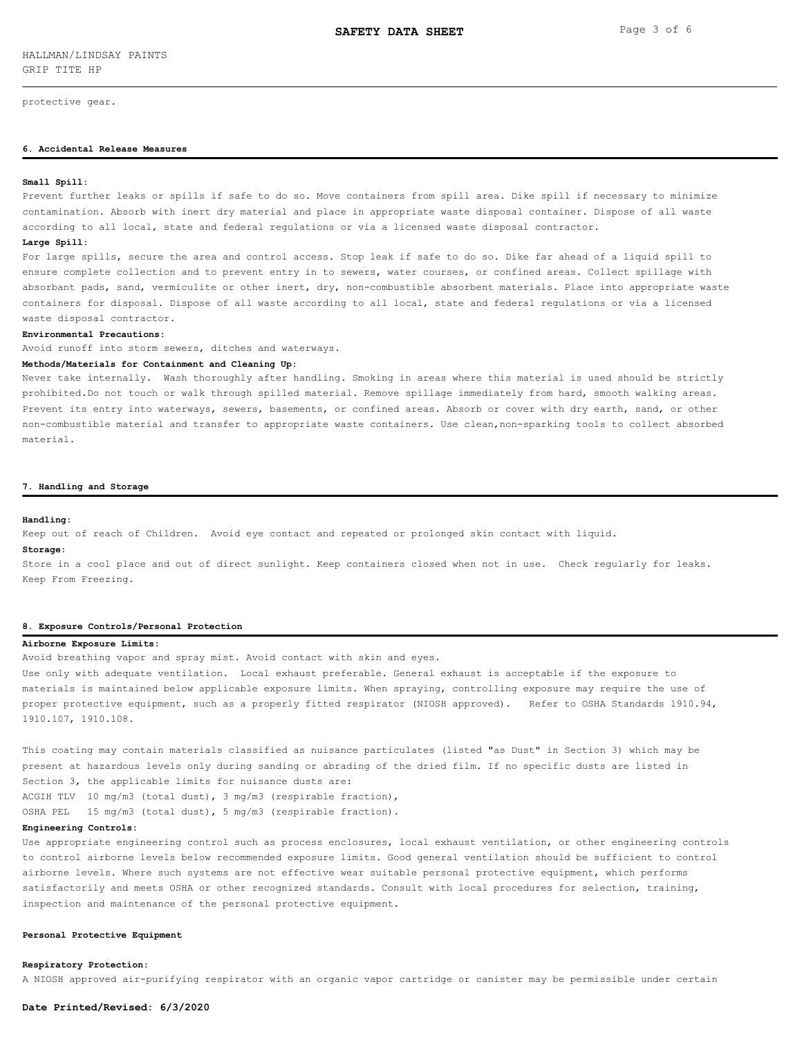protective gear.

## 6. Accidental Release Measures

**Small Spill:**

Prevent further leaks or spills if safe to do so. Move containers from spill area. Dike spill if necessary to minimize contamination. Absorb with inert dry material and place in appropriate waste disposal container. Dispose of all waste according to all local, state and federal regulations or via a licensed waste disposal contractor.

**Large Spill:**

For large spills, secure the area and control access. Stop leak if safe to do so. Dike far ahead of a liquid spill to ensure complete collection and to prevent entry in to sewers, water courses, or confined areas. Collect spillage with absorbant pads, sand, vermiculite or other inert, dry, non-combustible absorbent materials. Place into appropriate waste containers for disposal. Dispose of all waste according to all local, state and federal regulations or via a licensed waste disposal contractor.

**Environmental Precautions:**

Avoid runoff into storm sewers, ditches and waterways.

**Methods/Materials for Containment and Cleaning Up:**

Never take internally. Wash thoroughly after handling. Smoking in areas where this material is used should be strictly prohibited.Do not touch or walk through spilled material. Remove spillage immediately from hard, smooth walking areas. Prevent its entry into waterways, sewers, basements, or confined areas. Absorb or cover with dry earth, sand, or other non-combustible material and transfer to appropriate waste containers. Use clean,non-sparking tools to collect absorbed material.

## 7. Handling and Storage

**Handling:**

Keep out of reach of Children. Avoid eye contact and repeated or prolonged skin contact with liquid.

**Storage:**

Store in a cool place and out of direct sunlight. Keep containers closed when not in use. Check regularly for leaks. Keep From Freezing.

## 8. Exposure Controls/Personal Protection

**Airborne Exposure Limits:**

Avoid breathing vapor and spray mist. Avoid contact with skin and eyes.

Use only with adequate ventilation. Local exhaust preferable. General exhaust is acceptable if the exposure to materials is maintained below applicable exposure limits. When spraying, controlling exposure may require the use of proper protective equipment, such as a properly fitted respirator (NIOSH approved). Refer to OSHA Standards 1910.94, 1910.107, 1910.108.

This coating may contain materials classified as nuisance particulates (listed "as Dust" in Section 3) which may be present at hazardous levels only during sanding or abrading of the dried film. If no specific dusts are listed in Section 3, the applicable limits for nuisance dusts are:

ACGIH TLV 10 mg/m3 (total dust), 3 mg/m3 (respirable fraction),

OSHA PEL 15 mg/m3 (total dust), 5 mg/m3 (respirable fraction).

**Engineering Controls:**

Use appropriate engineering control such as process enclosures, local exhaust ventilation, or other engineering controls to control airborne levels below recommended exposure limits. Good general ventilation should be sufficient to control airborne levels. Where such systems are not effective wear suitable personal protective equipment, which performs satisfactorily and meets OSHA or other recognized standards. Consult with local procedures for selection, training, inspection and maintenance of the personal protective equipment.

**Personal Protective Equipment**

**Respiratory Protection:**

A NIOSH approved air-purifying respirator with an organic vapor cartridge or canister may be permissible under certain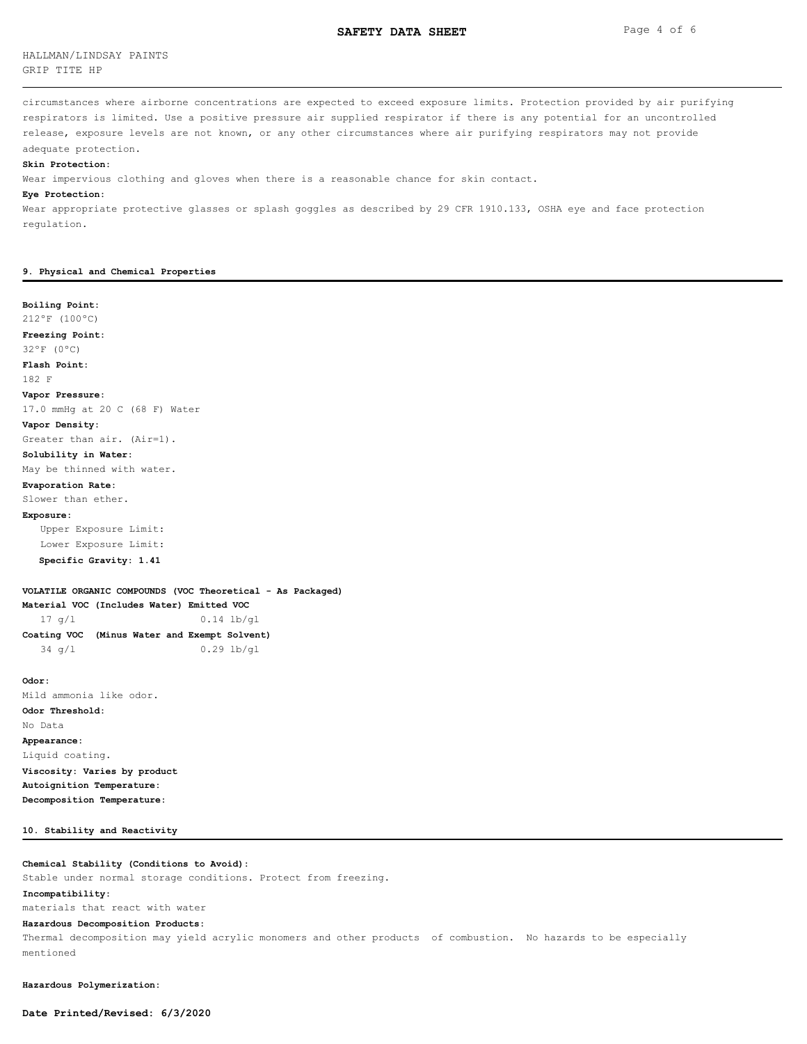circumstances where airborne concentrations are expected to exceed exposure limits. Protection provided by air purifying respirators is limited. Use a positive pressure air supplied respirator if there is any potential for an uncontrolled release, exposure levels are not known, or any other circumstances where air purifying respirators may not provide adequate protection.

**Skin Protection:**

Wear impervious clothing and gloves when there is a reasonable chance for skin contact.

**Eye Protection:**

Wear appropriate protective glasses or splash goggles as described by 29 CFR 1910.133, OSHA eye and face protection regulation.

## 9. Physical and Chemical Properties

**Boiling Point:**
212°F (100°C)

**Freezing Point:**
32°F (0°C)

**Flash Point:**
182 F

**Vapor Pressure:**
17.0 mmHg at 20 C (68 F) Water

**Vapor Density:**
Greater than air. (Air=1).

**Solubility in Water:**
May be thinned with water.

**Evaporation Rate:**
Slower than ether.

**Exposure:**

Upper Exposure Limit:

Lower Exposure Limit:

**Specific Gravity: 1.41**

**VOLATILE ORGANIC COMPOUNDS (VOC Theoretical - As Packaged)**

**Material VOC (Includes Water) Emitted VOC**

17 g/l    0.14 lb/gl

**Coating VOC (Minus Water and Exempt Solvent)**

34 g/l    0.29 lb/gl

**Odor:**
Mild ammonia like odor.

**Odor Threshold:**
No Data

**Appearance:**
Liquid coating.

**Viscosity: Varies by product**

**Autoignition Temperature:**

**Decomposition Temperature:**

## 10. Stability and Reactivity

**Chemical Stability (Conditions to Avoid):**
Stable under normal storage conditions. Protect from freezing.

**Incompatibility:**
materials that react with water

**Hazardous Decomposition Products:**
Thermal decomposition may yield acrylic monomers and other products of combustion. No hazards to be especially mentioned

**Hazardous Polymerization:**

**Date Printed/Revised: 6/3/2020**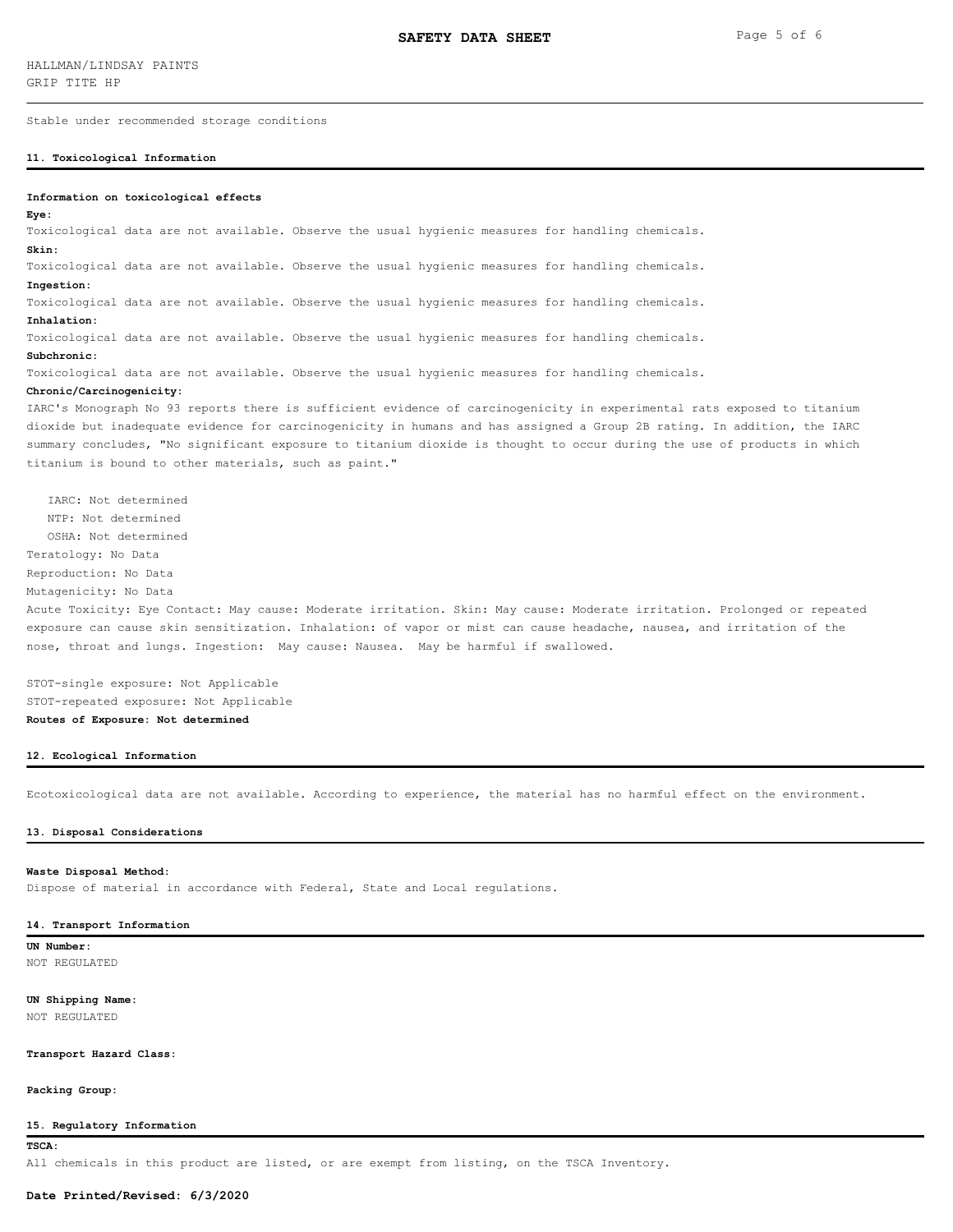Stable under recommended storage conditions

## 11. Toxicological Information

**Information on toxicological effects**

**Eye:**

Toxicological data are not available. Observe the usual hygienic measures for handling chemicals.

**Skin:**

Toxicological data are not available. Observe the usual hygienic measures for handling chemicals.

**Ingestion:**

Toxicological data are not available. Observe the usual hygienic measures for handling chemicals.

**Inhalation:**

Toxicological data are not available. Observe the usual hygienic measures for handling chemicals.

**Subchronic:**

Toxicological data are not available. Observe the usual hygienic measures for handling chemicals.

**Chronic/Carcinogenicity:**

IARC's Monograph No 93 reports there is sufficient evidence of carcinogenicity in experimental rats exposed to titanium dioxide but inadequate evidence for carcinogenicity in humans and has assigned a Group 2B rating. In addition, the IARC summary concludes, "No significant exposure to titanium dioxide is thought to occur during the use of products in which titanium is bound to other materials, such as paint."

IARC: Not determined
NTP: Not determined
OSHA: Not determined

Teratology: No Data
Reproduction: No Data
Mutagenicity: No Data

Acute Toxicity: Eye Contact: May cause: Moderate irritation. Skin: May cause: Moderate irritation. Prolonged or repeated exposure can cause skin sensitization. Inhalation: of vapor or mist can cause headache, nausea, and irritation of the nose, throat and lungs. Ingestion: May cause: Nausea. May be harmful if swallowed.

STOT-single exposure: Not Applicable
STOT-repeated exposure: Not Applicable

**Routes of Exposure: Not determined**

## 12. Ecological Information

Ecotoxicological data are not available. According to experience, the material has no harmful effect on the environment.

## 13. Disposal Considerations

**Waste Disposal Method:**

Dispose of material in accordance with Federal, State and Local regulations.

## 14. Transport Information

**UN Number:**

NOT REGULATED

**UN Shipping Name:**

NOT REGULATED

**Transport Hazard Class:**

**Packing Group:**

## 15. Regulatory Information

**TSCA:**

All chemicals in this product are listed, or are exempt from listing, on the TSCA Inventory.

**Date Printed/Revised: 6/3/2020**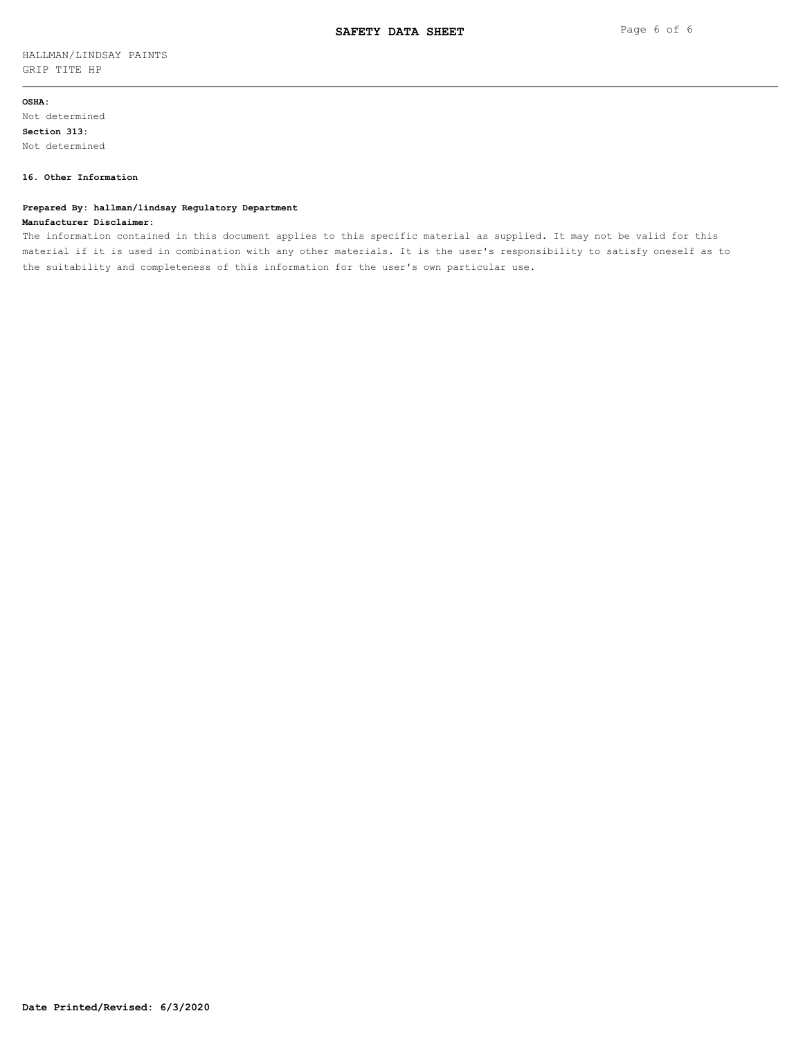**OSHA:**

Not determined

**Section 313:**

Not determined

## 16. Other Information

**Prepared By: hallman/lindsay Regulatory Department**

**Manufacturer Disclaimer:**

The information contained in this document applies to this specific material as supplied. It may not be valid for this material if it is used in combination with any other materials. It is the user's responsibility to satisfy oneself as to the suitability and completeness of this information for the user's own particular use.

**Date Printed/Revised: 6/3/2020**